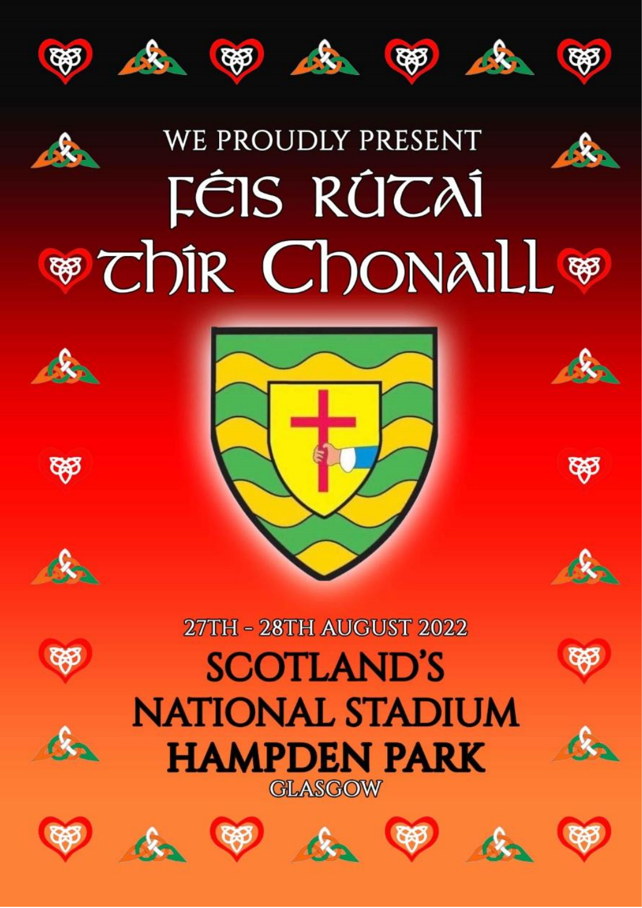WE PROUDLY PRESENT

# Féis Rútaí Thír Chonaill

27TH - 28TH AUGUST 2022

## SCOTLAND'S NATIONAL STADIUM HAMPDEN PARK

GLASGOW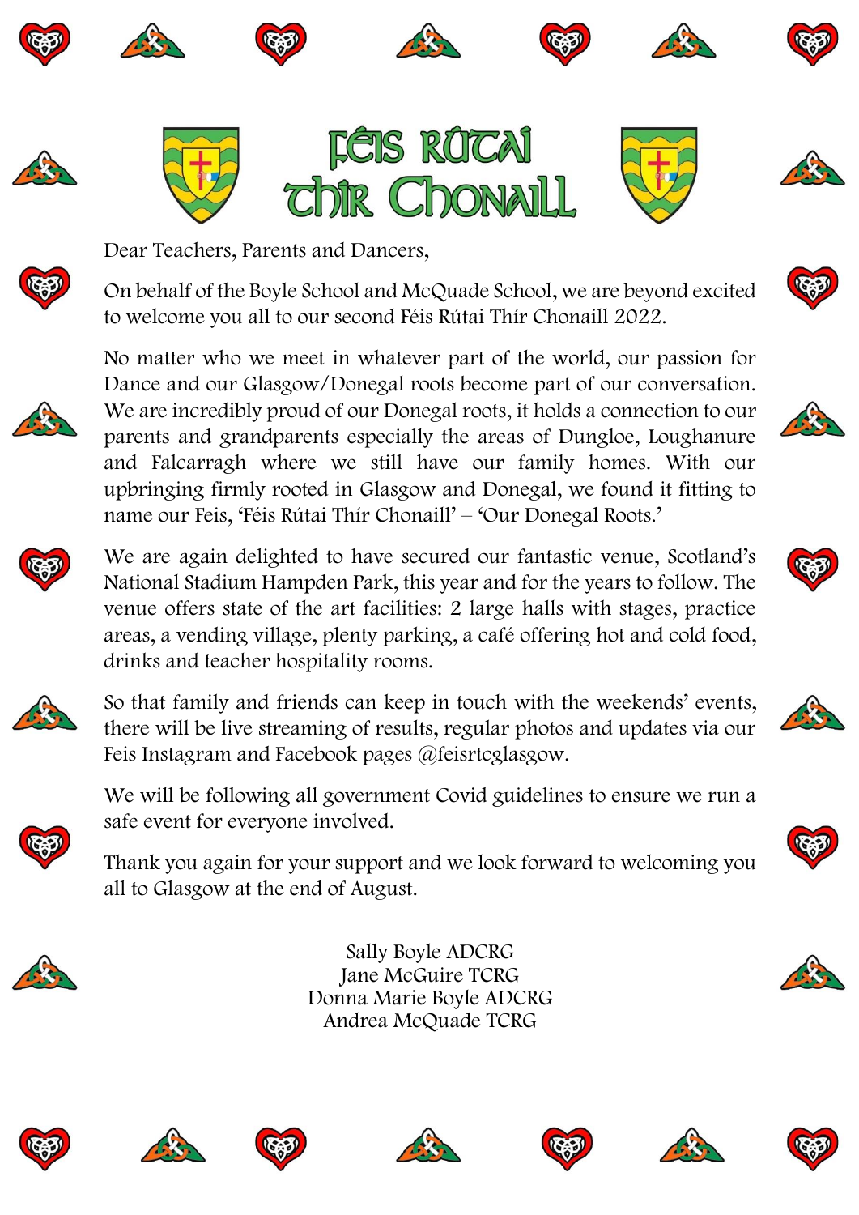# Féis Rútai Thír Chonaill

Dear Teachers, Parents and Dancers,

On behalf of the Boyle School and McQuade School, we are beyond excited to welcome you all to our second Féis Rútai Thír Chonaill 2022.

No matter who we meet in whatever part of the world, our passion for Dance and our Glasgow/Donegal roots become part of our conversation. We are incredibly proud of our Donegal roots, it holds a connection to our parents and grandparents especially the areas of Dungloe, Loughanure and Falcarragh where we still have our family homes. With our upbringing firmly rooted in Glasgow and Donegal, we found it fitting to name our Feis, 'Féis Rútai Thír Chonaill' – 'Our Donegal Roots.'

We are again delighted to have secured our fantastic venue, Scotland's National Stadium Hampden Park, this year and for the years to follow. The venue offers state of the art facilities: 2 large halls with stages, practice areas, a vending village, plenty parking, a café offering hot and cold food, drinks and teacher hospitality rooms.

So that family and friends can keep in touch with the weekends' events, there will be live streaming of results, regular photos and updates via our Feis Instagram and Facebook pages @feisrtcglasgow.

We will be following all government Covid guidelines to ensure we run a safe event for everyone involved.

Thank you again for your support and we look forward to welcoming you all to Glasgow at the end of August.

Sally Boyle ADCRG
Jane McGuire TCRG
Donna Marie Boyle ADCRG
Andrea McQuade TCRG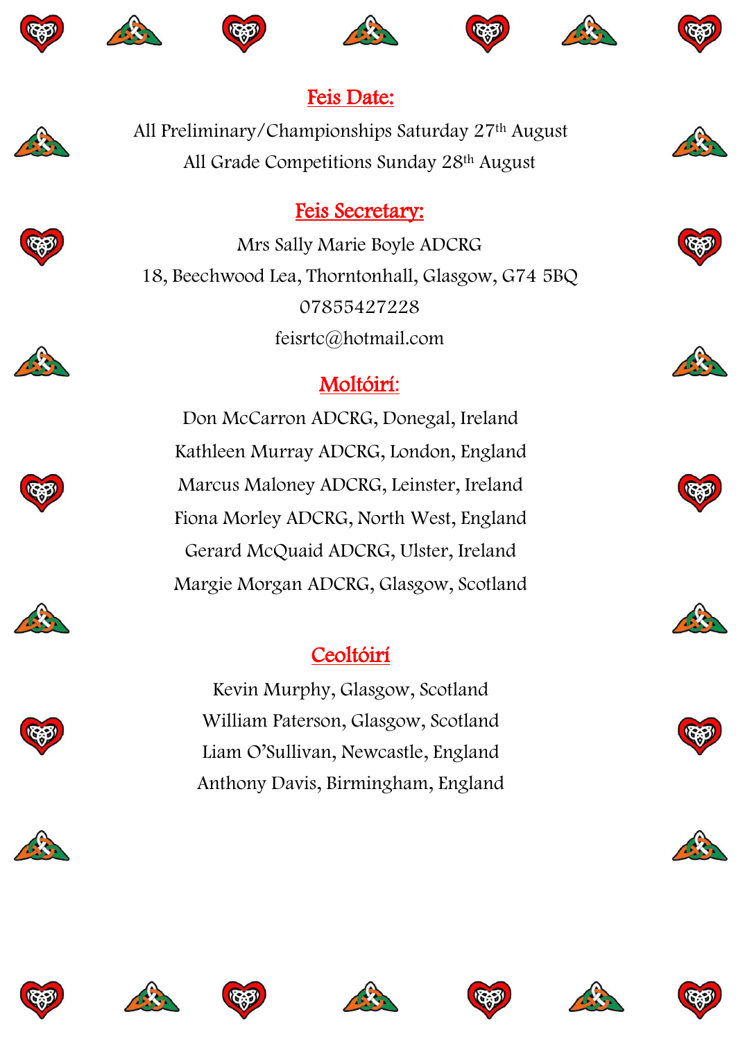## Feis Date:

All Preliminary/Championships Saturday 27th August

All Grade Competitions Sunday 28th August

## Feis Secretary:

Mrs Sally Marie Boyle ADCRG

18, Beechwood Lea, Thorntonhall, Glasgow, G74 5BQ

07855427228

feisrtc@hotmail.com

## Moltóirí:

Don McCarron ADCRG, Donegal, Ireland

Kathleen Murray ADCRG, London, England

Marcus Maloney ADCRG, Leinster, Ireland

Fiona Morley ADCRG, North West, England

Gerard McQuaid ADCRG, Ulster, Ireland

Margie Morgan ADCRG, Glasgow, Scotland

## Ceoltóirí

Kevin Murphy, Glasgow, Scotland

William Paterson, Glasgow, Scotland

Liam O'Sullivan, Newcastle, England

Anthony Davis, Birmingham, England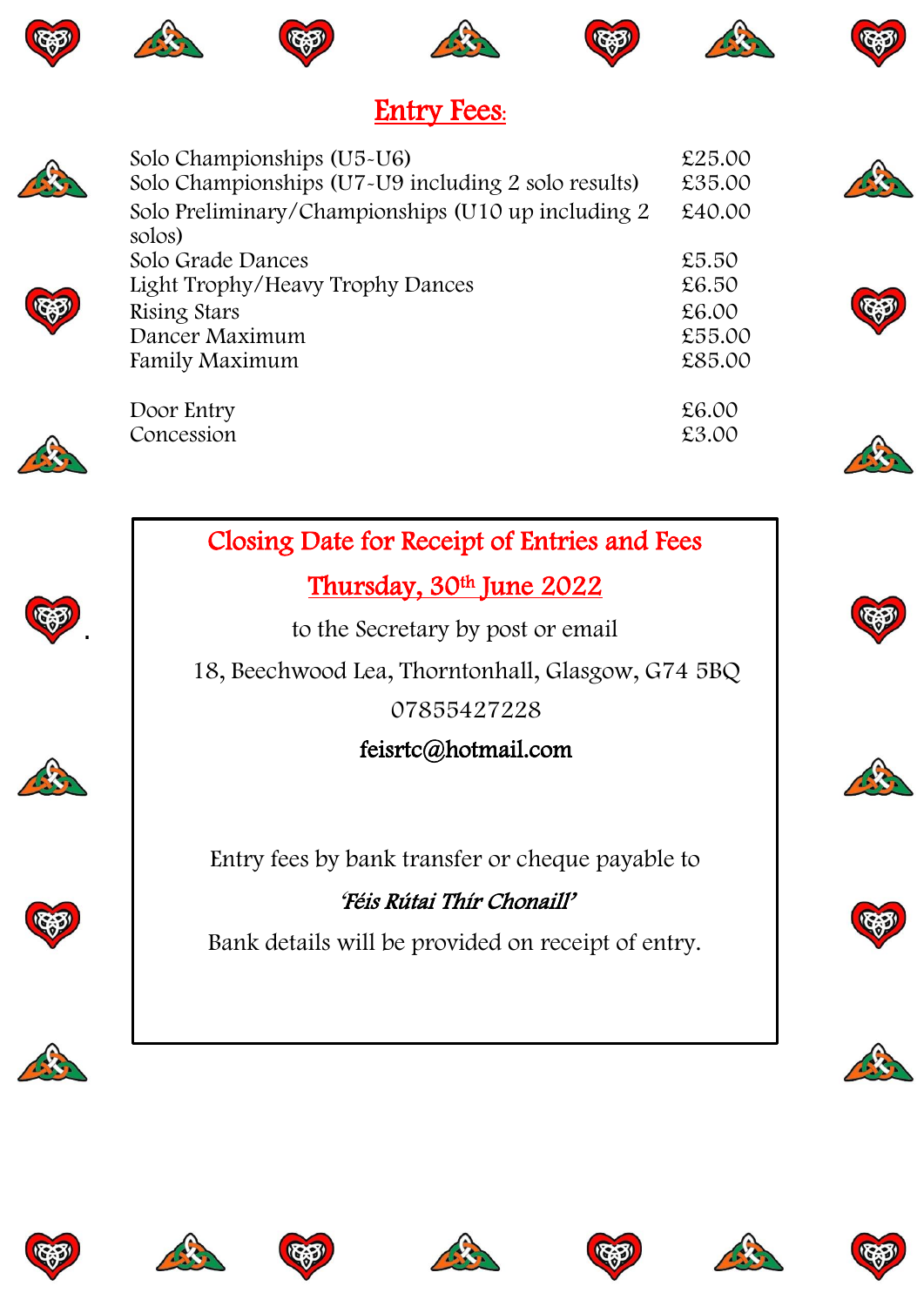# Entry Fees:

| | |
|---|---|
| Solo Championships (U5-U6) | £25.00 |
| Solo Championships (U7-U9 including 2 solo results) | £35.00 |
| Solo Preliminary/Championships (U10 up including 2 solos) | £40.00 |
| Solo Grade Dances | £5.50 |
| Light Trophy/Heavy Trophy Dances | £6.50 |
| Rising Stars | £6.00 |
| Dancer Maximum | £55.00 |
| Family Maximum | £85.00 |
| | |
| Door Entry | £6.00 |
| Concession | £3.00 |

## Closing Date for Receipt of Entries and Fees

## Thursday, 30th June 2022

to the Secretary by post or email

18, Beechwood Lea, Thorntonhall, Glasgow, G74 5BQ

07855427228

**feisrtc@hotmail.com**

Entry fees by bank transfer or cheque payable to

*'Féis Rútai Thír Chonaill'*

Bank details will be provided on receipt of entry.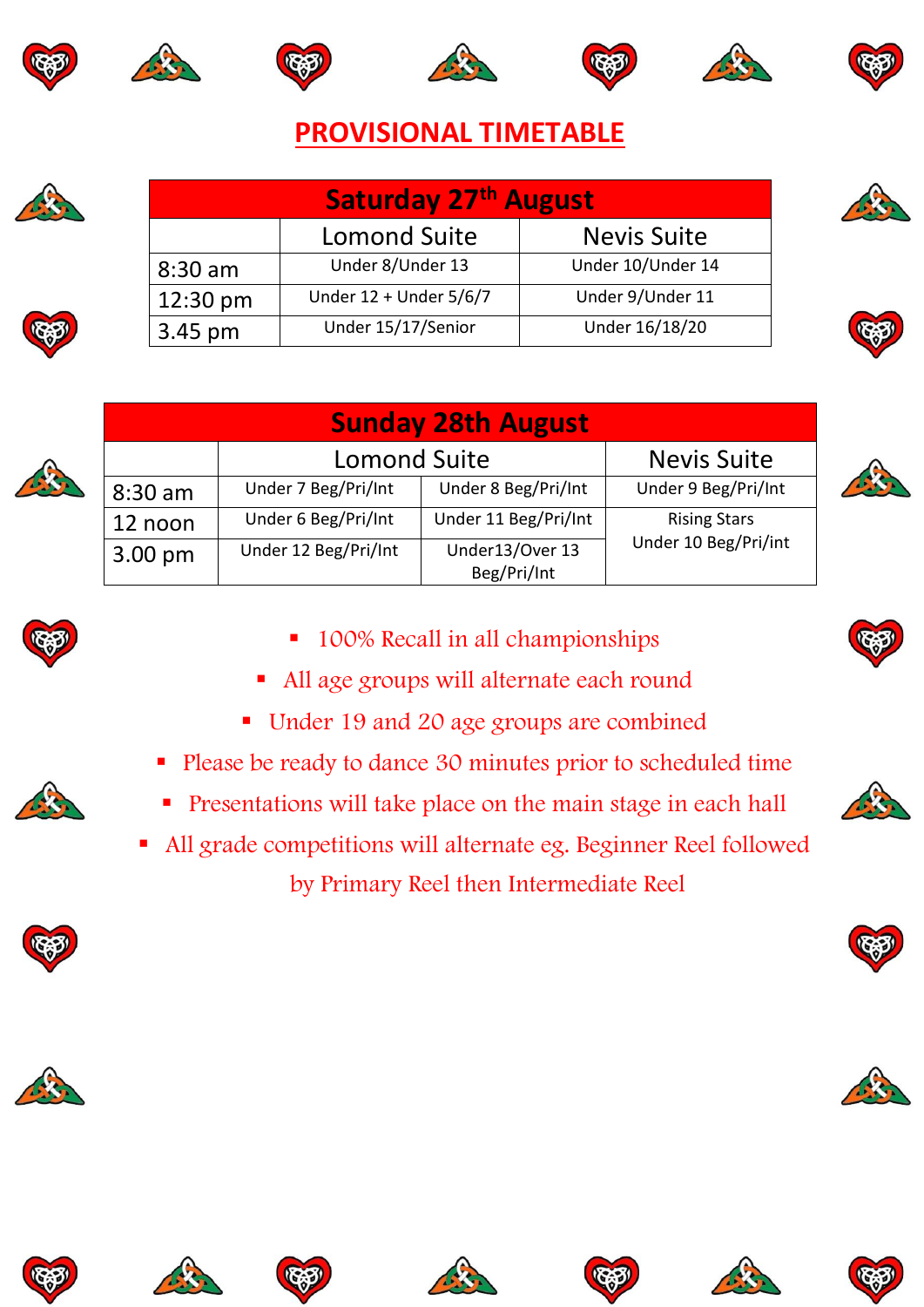# PROVISIONAL TIMETABLE

| Saturday 27th August | | |
|---|---|---|
| | Lomond Suite | Nevis Suite |
| 8:30 am | Under 8/Under 13 | Under 10/Under 14 |
| 12:30 pm | Under 12 + Under 5/6/7 | Under 9/Under 11 |
| 3.45 pm | Under 15/17/Senior | Under 16/18/20 |

| Sunday 28th August | | | |
|---|---|---|---|
| | Lomond Suite | | Nevis Suite |
| 8:30 am | Under 7 Beg/Pri/Int | Under 8 Beg/Pri/Int | Under 9 Beg/Pri/Int |
| 12 noon | Under 6 Beg/Pri/Int | Under 11 Beg/Pri/Int | Rising Stars Under 10 Beg/Pri/int |
| 3.00 pm | Under 12 Beg/Pri/Int | Under13/Over 13 Beg/Pri/Int | |

- 100% Recall in all championships
- All age groups will alternate each round
- Under 19 and 20 age groups are combined
- Please be ready to dance 30 minutes prior to scheduled time
- Presentations will take place on the main stage in each hall
- All grade competitions will alternate eg. Beginner Reel followed by Primary Reel then Intermediate Reel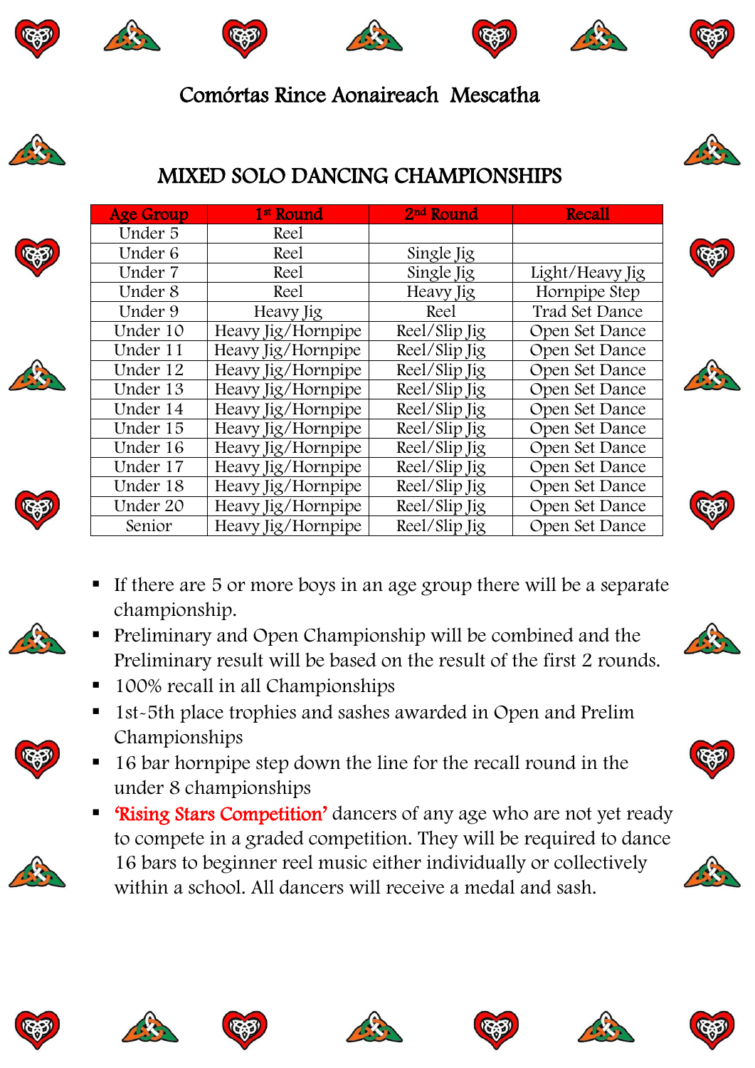# Comórtas Rince Aonaireach Mescatha

## MIXED SOLO DANCING CHAMPIONSHIPS

| Age Group | 1st Round | 2nd Round | Recall |
|---|---|---|---|
| Under 5 | Reel | | |
| Under 6 | Reel | Single Jig | |
| Under 7 | Reel | Single Jig | Light/Heavy Jig |
| Under 8 | Reel | Heavy Jig | Hornpipe Step |
| Under 9 | Heavy Jig | Reel | Trad Set Dance |
| Under 10 | Heavy Jig/Hornpipe | Reel/Slip Jig | Open Set Dance |
| Under 11 | Heavy Jig/Hornpipe | Reel/Slip Jig | Open Set Dance |
| Under 12 | Heavy Jig/Hornpipe | Reel/Slip Jig | Open Set Dance |
| Under 13 | Heavy Jig/Hornpipe | Reel/Slip Jig | Open Set Dance |
| Under 14 | Heavy Jig/Hornpipe | Reel/Slip Jig | Open Set Dance |
| Under 15 | Heavy Jig/Hornpipe | Reel/Slip Jig | Open Set Dance |
| Under 16 | Heavy Jig/Hornpipe | Reel/Slip Jig | Open Set Dance |
| Under 17 | Heavy Jig/Hornpipe | Reel/Slip Jig | Open Set Dance |
| Under 18 | Heavy Jig/Hornpipe | Reel/Slip Jig | Open Set Dance |
| Under 20 | Heavy Jig/Hornpipe | Reel/Slip Jig | Open Set Dance |
| Senior | Heavy Jig/Hornpipe | Reel/Slip Jig | Open Set Dance |

- If there are 5 or more boys in an age group there will be a separate championship.
- Preliminary and Open Championship will be combined and the Preliminary result will be based on the result of the first 2 rounds.
- 100% recall in all Championships
- 1st-5th place trophies and sashes awarded in Open and Prelim Championships
- 16 bar hornpipe step down the line for the recall round in the under 8 championships
- 'Rising Stars Competition' dancers of any age who are not yet ready to compete in a graded competition. They will be required to dance 16 bars to beginner reel music either individually or collectively within a school. All dancers will receive a medal and sash.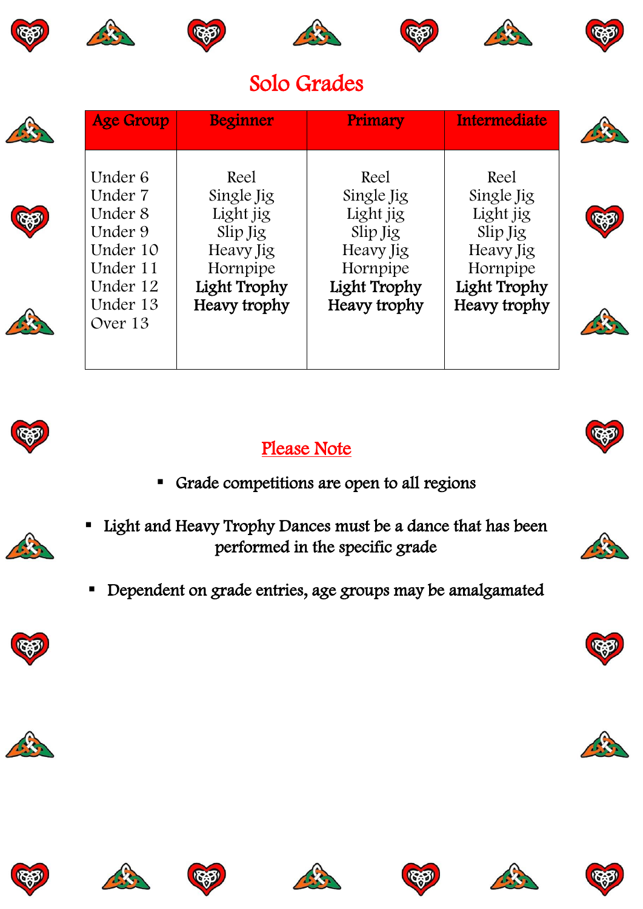# Solo Grades

| Age Group | Beginner | Primary | Intermediate |
|---|---|---|---|
| Under 6<br>Under 7<br>Under 8<br>Under 9<br>Under 10<br>Under 11<br>Under 12<br>Under 13<br>Over 13 | Reel<br>Single Jig<br>Light jig<br>Slip Jig<br>Heavy Jig<br>Hornpipe<br>**Light Trophy**<br>**Heavy trophy** | Reel<br>Single Jig<br>Light jig<br>Slip Jig<br>Heavy Jig<br>Hornpipe<br>**Light Trophy**<br>**Heavy trophy** | Reel<br>Single Jig<br>Light jig<br>Slip Jig<br>Heavy Jig<br>Hornpipe<br>**Light Trophy**<br>**Heavy trophy** |

## Please Note

- Grade competitions are open to all regions
- Light and Heavy Trophy Dances must be a dance that has been performed in the specific grade
- Dependent on grade entries, age groups may be amalgamated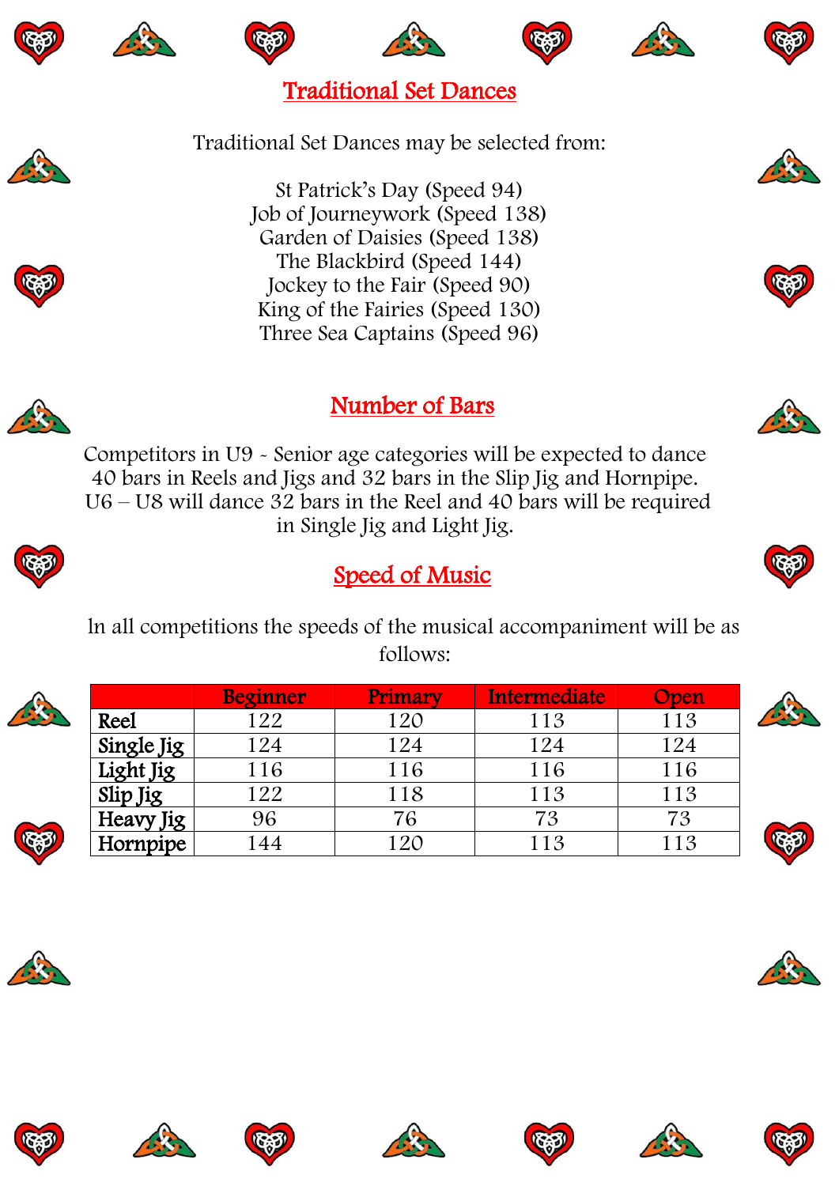## Traditional Set Dances

Traditional Set Dances may be selected from:

St Patrick's Day (Speed 94)
Job of Journeywork (Speed 138)
Garden of Daisies (Speed 138)
The Blackbird (Speed 144)
Jockey to the Fair (Speed 90)
King of the Fairies (Speed 130)
Three Sea Captains (Speed 96)

## Number of Bars

Competitors in U9 - Senior age categories will be expected to dance 40 bars in Reels and Jigs and 32 bars in the Slip Jig and Hornpipe. U6 – U8 will dance 32 bars in the Reel and 40 bars will be required in Single Jig and Light Jig.

## Speed of Music

In all competitions the speeds of the musical accompaniment will be as follows:

| | Beginner | Primary | Intermediate | Open |
|---|---|---|---|---|
| **Reel** | 122 | 120 | 113 | 113 |
| **Single Jig** | 124 | 124 | 124 | 124 |
| **Light Jig** | 116 | 116 | 116 | 116 |
| **Slip Jig** | 122 | 118 | 113 | 113 |
| **Heavy Jig** | 96 | 76 | 73 | 73 |
| **Hornpipe** | 144 | 120 | 113 | 113 |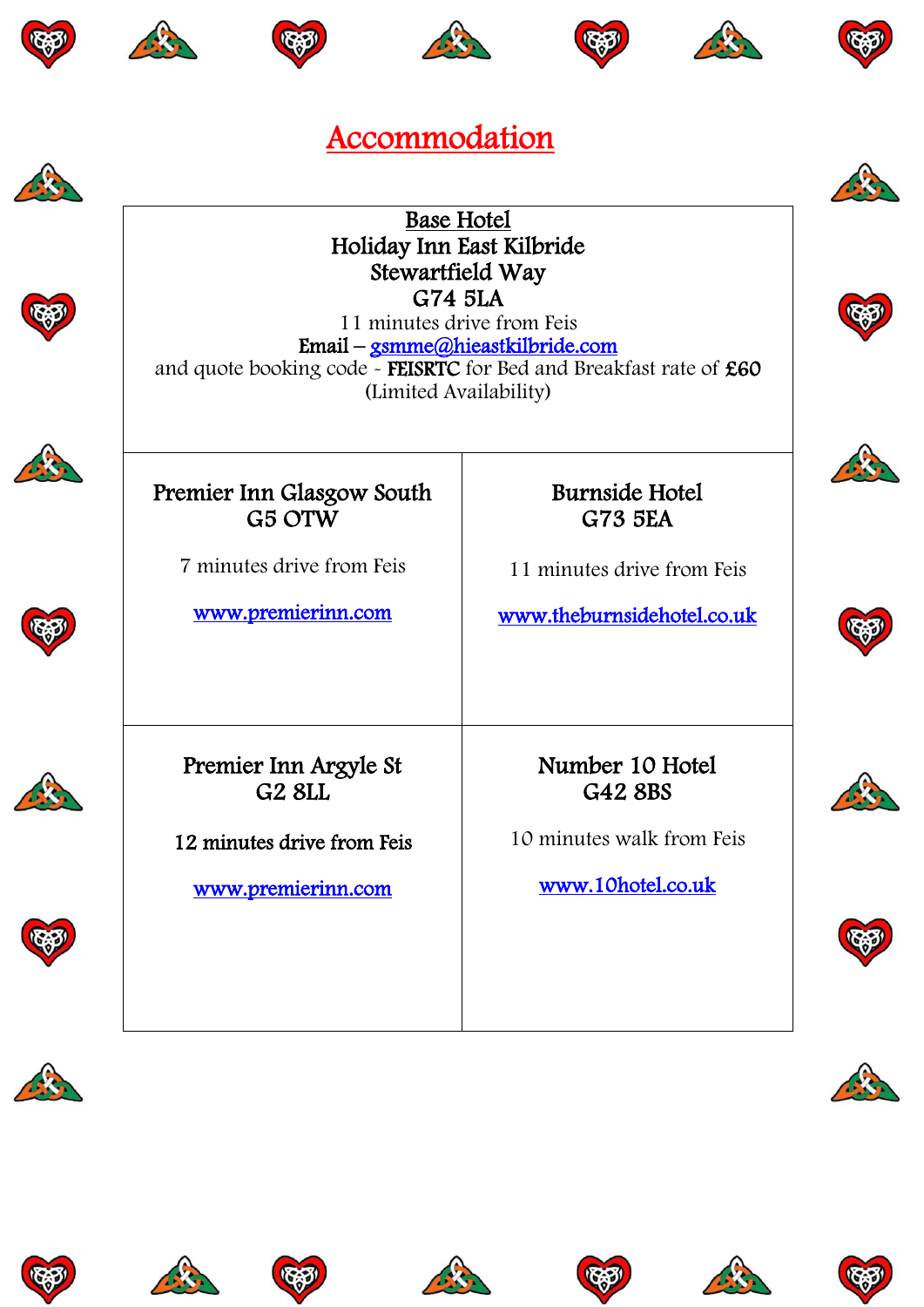# Accommodation

**Base Hotel**
**Holiday Inn East Kilbride**
**Stewartfield Way**
**G74 5LA**
11 minutes drive from Feis
**Email** – gsmme@hieastkilbride.com
and quote booking code - **FEISRTC** for Bed and Breakfast rate of **£60**
(Limited Availability)

| Premier Inn Glasgow South<br>G5 OTW<br><br>7 minutes drive from Feis<br><br>www.premierinn.com | Burnside Hotel<br>G73 5EA<br><br>11 minutes drive from Feis<br><br>www.theburnsidehotel.co.uk |
|---|---|
| Premier Inn Argyle St<br>G2 8LL<br><br>**12 minutes drive from Feis**<br><br>www.premierinn.com | Number 10 Hotel<br>G42 8BS<br><br>10 minutes walk from Feis<br><br>www.10hotel.co.uk |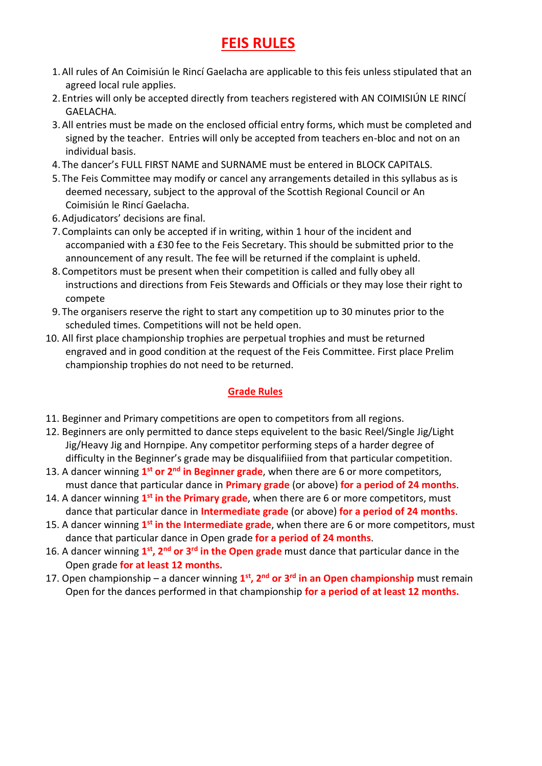# FEIS RULES

1. All rules of An Coimisiún le Rincí Gaelacha are applicable to this feis unless stipulated that an agreed local rule applies.
2. Entries will only be accepted directly from teachers registered with AN COIMISIÚN LE RINCÍ GAELACHA.
3. All entries must be made on the enclosed official entry forms, which must be completed and signed by the teacher. Entries will only be accepted from teachers en-bloc and not on an individual basis.
4. The dancer's FULL FIRST NAME and SURNAME must be entered in BLOCK CAPITALS.
5. The Feis Committee may modify or cancel any arrangements detailed in this syllabus as is deemed necessary, subject to the approval of the Scottish Regional Council or An Coimisiún le Rincí Gaelacha.
6. Adjudicators' decisions are final.
7. Complaints can only be accepted if in writing, within 1 hour of the incident and accompanied with a £30 fee to the Feis Secretary. This should be submitted prior to the announcement of any result. The fee will be returned if the complaint is upheld.
8. Competitors must be present when their competition is called and fully obey all instructions and directions from Feis Stewards and Officials or they may lose their right to compete
9. The organisers reserve the right to start any competition up to 30 minutes prior to the scheduled times. Competitions will not be held open.
10. All first place championship trophies are perpetual trophies and must be returned engraved and in good condition at the request of the Feis Committee. First place Prelim championship trophies do not need to be returned.

## Grade Rules

11. Beginner and Primary competitions are open to competitors from all regions.
12. Beginners are only permitted to dance steps equivelent to the basic Reel/Single Jig/Light Jig/Heavy Jig and Hornpipe. Any competitor performing steps of a harder degree of difficulty in the Beginner's grade may be disqualifiied from that particular competition.
13. A dancer winning **1st or 2nd in Beginner grade**, when there are 6 or more competitors, must dance that particular dance in **Primary grade** (or above) **for a period of 24 months**.
14. A dancer winning **1st in the Primary grade**, when there are 6 or more competitors, must dance that particular dance in **Intermediate grade** (or above) **for a period of 24 months**.
15. A dancer winning **1st in the Intermediate grade**, when there are 6 or more competitors, must dance that particular dance in Open grade **for a period of 24 months**.
16. A dancer winning **1st, 2nd or 3rd in the Open grade** must dance that particular dance in the Open grade **for at least 12 months.**
17. Open championship – a dancer winning **1st, 2nd or 3rd in an Open championship** must remain Open for the dances performed in that championship **for a period of at least 12 months.**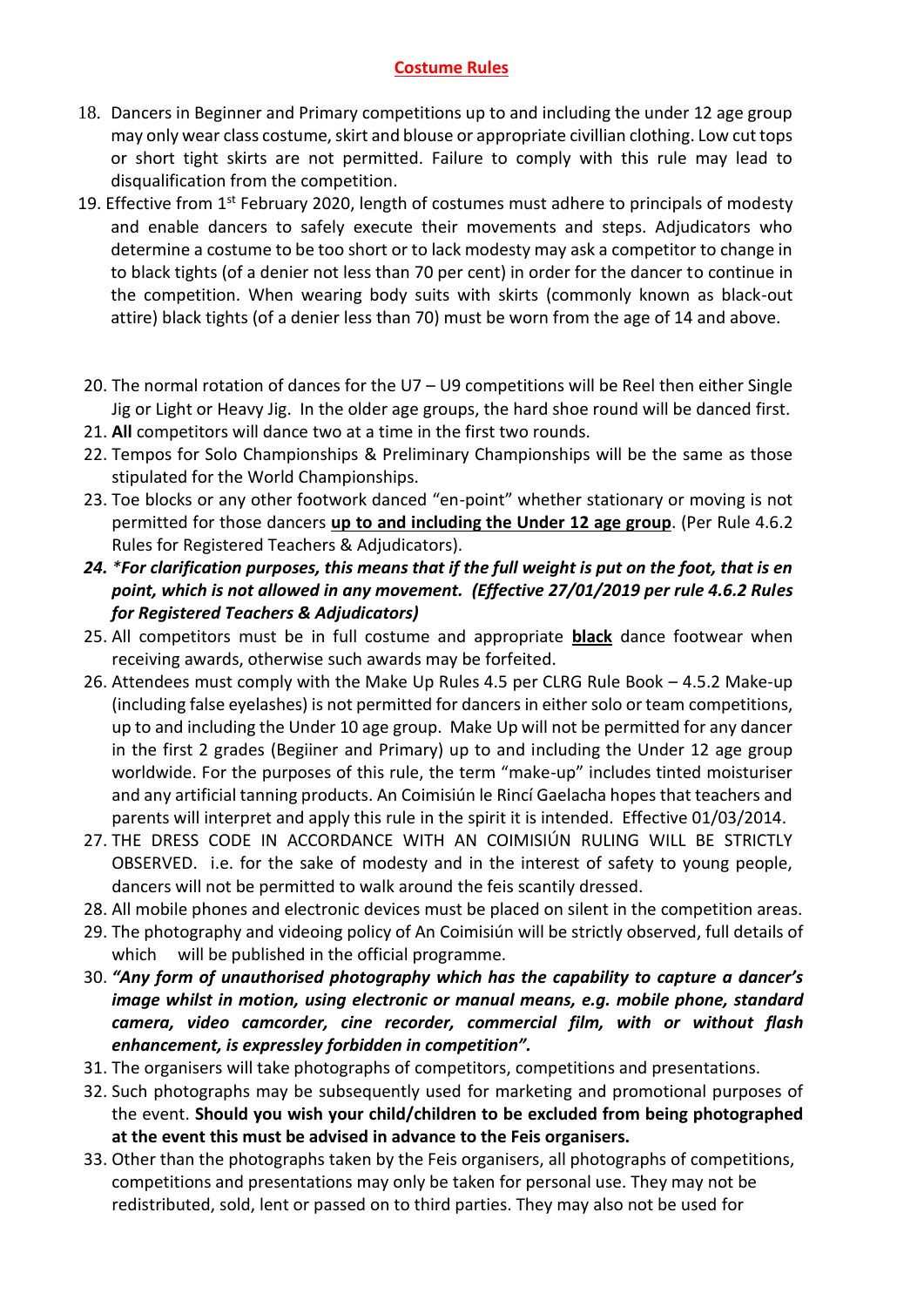## Costume Rules

18. Dancers in Beginner and Primary competitions up to and including the under 12 age group may only wear class costume, skirt and blouse or appropriate civillian clothing. Low cut tops or short tight skirts are not permitted. Failure to comply with this rule may lead to disqualification from the competition.
19. Effective from 1st February 2020, length of costumes must adhere to principals of modesty and enable dancers to safely execute their movements and steps. Adjudicators who determine a costume to be too short or to lack modesty may ask a competitor to change in to black tights (of a denier not less than 70 per cent) in order for the dancer to continue in the competition. When wearing body suits with skirts (commonly known as black-out attire) black tights (of a denier less than 70) must be worn from the age of 14 and above.

20. The normal rotation of dances for the U7 – U9 competitions will be Reel then either Single Jig or Light or Heavy Jig. In the older age groups, the hard shoe round will be danced first.
21. **All** competitors will dance two at a time in the first two rounds.
22. Tempos for Solo Championships & Preliminary Championships will be the same as those stipulated for the World Championships.
23. Toe blocks or any other footwork danced "en-point" whether stationary or moving is not permitted for those dancers **up to and including the Under 12 age group**. (Per Rule 4.6.2 Rules for Registered Teachers & Adjudicators).
24. ***For clarification purposes, this means that if the full weight is put on the foot, that is en point, which is not allowed in any movement. (Effective 27/01/2019 per rule 4.6.2 Rules for Registered Teachers & Adjudicators)***
25. All competitors must be in full costume and appropriate **black** dance footwear when receiving awards, otherwise such awards may be forfeited.
26. Attendees must comply with the Make Up Rules 4.5 per CLRG Rule Book – 4.5.2 Make-up (including false eyelashes) is not permitted for dancers in either solo or team competitions, up to and including the Under 10 age group. Make Up will not be permitted for any dancer in the first 2 grades (Begiiner and Primary) up to and including the Under 12 age group worldwide. For the purposes of this rule, the term "make-up" includes tinted moisturiser and any artificial tanning products. An Coimisiún le Rincí Gaelacha hopes that teachers and parents will interpret and apply this rule in the spirit it is intended. Effective 01/03/2014.
27. THE DRESS CODE IN ACCORDANCE WITH AN COIMISIÚN RULING WILL BE STRICTLY OBSERVED. i.e. for the sake of modesty and in the interest of safety to young people, dancers will not be permitted to walk around the feis scantily dressed.
28. All mobile phones and electronic devices must be placed on silent in the competition areas.
29. The photography and videoing policy of An Coimisiún will be strictly observed, full details of which will be published in the official programme.
30. ***"Any form of unauthorised photography which has the capability to capture a dancer's image whilst in motion, using electronic or manual means, e.g. mobile phone, standard camera, video camcorder, cine recorder, commercial film, with or without flash enhancement, is expressley forbidden in competition".***
31. The organisers will take photographs of competitors, competitions and presentations.
32. Such photographs may be subsequently used for marketing and promotional purposes of the event. **Should you wish your child/children to be excluded from being photographed at the event this must be advised in advance to the Feis organisers.**
33. Other than the photographs taken by the Feis organisers, all photographs of competitions, competitions and presentations may only be taken for personal use. They may not be redistributed, sold, lent or passed on to third parties. They may also not be used for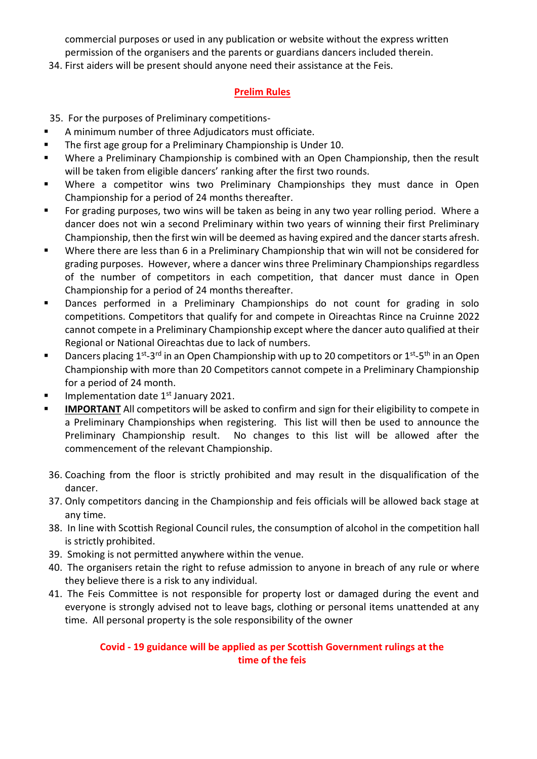commercial purposes or used in any publication or website without the express written permission of the organisers and the parents or guardians dancers included therein.

34. First aiders will be present should anyone need their assistance at the Feis.

## Prelim Rules

35. For the purposes of Preliminary competitions-

- A minimum number of three Adjudicators must officiate.
- The first age group for a Preliminary Championship is Under 10.
- Where a Preliminary Championship is combined with an Open Championship, then the result will be taken from eligible dancers' ranking after the first two rounds.
- Where a competitor wins two Preliminary Championships they must dance in Open Championship for a period of 24 months thereafter.
- For grading purposes, two wins will be taken as being in any two year rolling period. Where a dancer does not win a second Preliminary within two years of winning their first Preliminary Championship, then the first win will be deemed as having expired and the dancer starts afresh.
- Where there are less than 6 in a Preliminary Championship that win will not be considered for grading purposes. However, where a dancer wins three Preliminary Championships regardless of the number of competitors in each competition, that dancer must dance in Open Championship for a period of 24 months thereafter.
- Dances performed in a Preliminary Championships do not count for grading in solo competitions. Competitors that qualify for and compete in Oireachtas Rince na Cruinne 2022 cannot compete in a Preliminary Championship except where the dancer auto qualified at their Regional or National Oireachtas due to lack of numbers.
- Dancers placing 1st-3rd in an Open Championship with up to 20 competitors or 1st-5th in an Open Championship with more than 20 Competitors cannot compete in a Preliminary Championship for a period of 24 month.
- Implementation date 1st January 2021.
- **IMPORTANT** All competitors will be asked to confirm and sign for their eligibility to compete in a Preliminary Championships when registering. This list will then be used to announce the Preliminary Championship result. No changes to this list will be allowed after the commencement of the relevant Championship.

36. Coaching from the floor is strictly prohibited and may result in the disqualification of the dancer.
37. Only competitors dancing in the Championship and feis officials will be allowed back stage at any time.
38. In line with Scottish Regional Council rules, the consumption of alcohol in the competition hall is strictly prohibited.
39. Smoking is not permitted anywhere within the venue.
40. The organisers retain the right to refuse admission to anyone in breach of any rule or where they believe there is a risk to any individual.
41. The Feis Committee is not responsible for property lost or damaged during the event and everyone is strongly advised not to leave bags, clothing or personal items unattended at any time. All personal property is the sole responsibility of the owner

**Covid - 19 guidance will be applied as per Scottish Government rulings at the time of the feis**